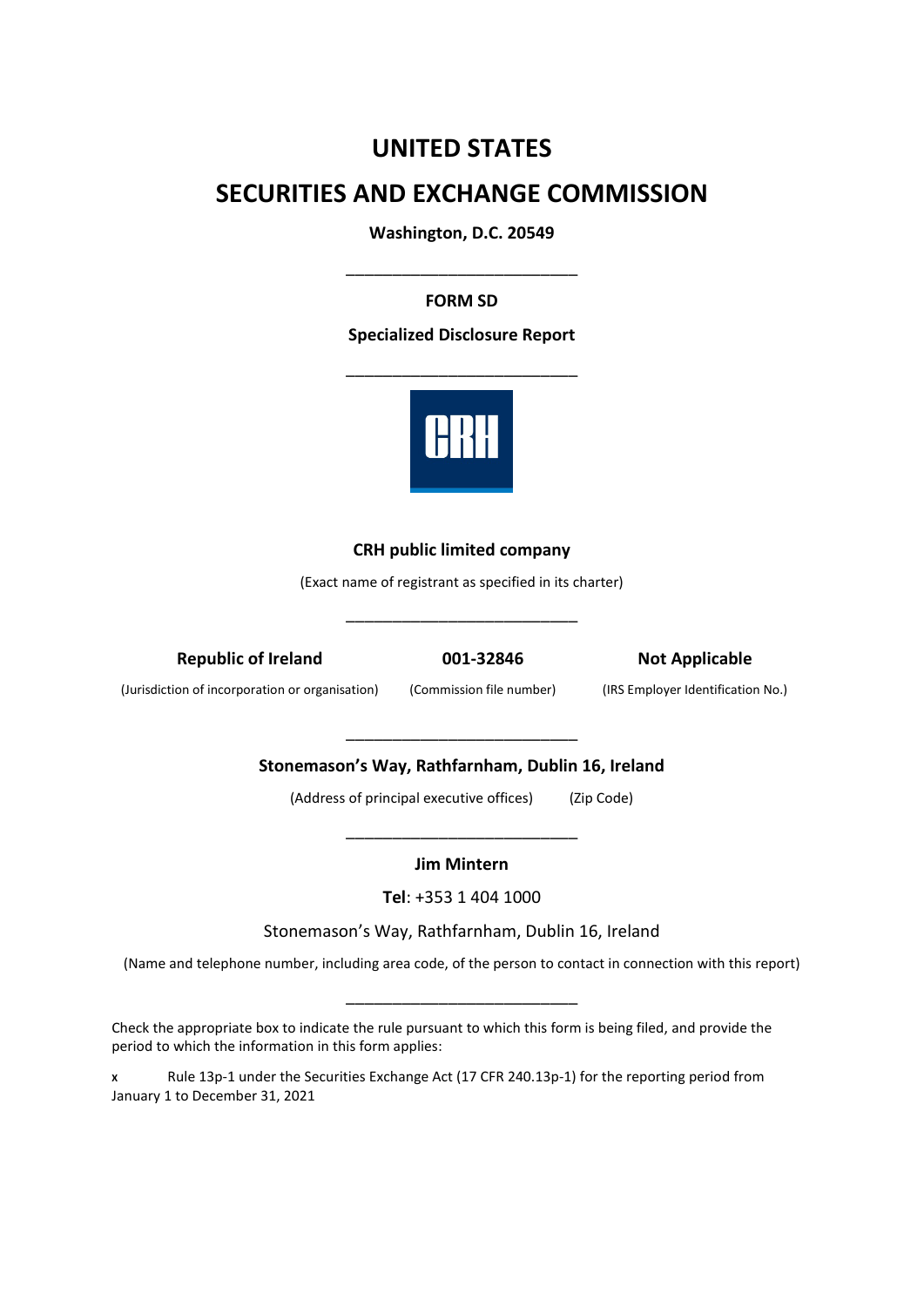# UNITED STATES

# SECURITIES AND EXCHANGE COMMISSION

**Washington, D.C. 20549**

---

**FORM SD**

**Specialized Disclosure Report**

---

CRH

**CRH public limited company**

(Exact name of registrant as specified in its charter)

---

| **Republic of Ireland** | **001-32846** | **Not Applicable** |
|---|---|---|
| (Jurisdiction of incorporation or organisation) | (Commission file number) | (IRS Employer Identification No.) |

---

**Stonemason's Way, Rathfarnham, Dublin 16, Ireland**

(Address of principal executive offices) (Zip Code)

---

**Jim Mintern**

**Tel**: +353 1 404 1000

Stonemason's Way, Rathfarnham, Dublin 16, Ireland

(Name and telephone number, including area code, of the person to contact in connection with this report)

---

Check the appropriate box to indicate the rule pursuant to which this form is being filed, and provide the period to which the information in this form applies:

x Rule 13p-1 under the Securities Exchange Act (17 CFR 240.13p-1) for the reporting period from January 1 to December 31, 2021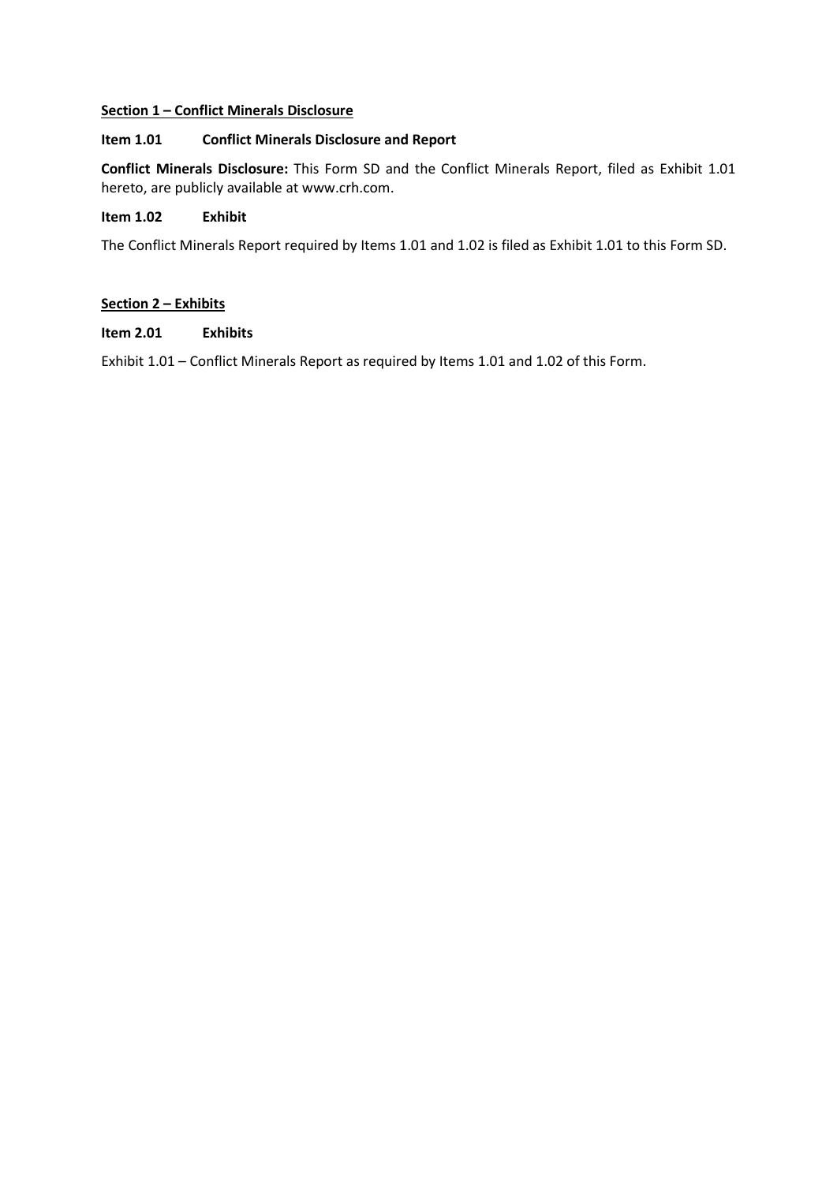## Section 1 – Conflict Minerals Disclosure

### Item 1.01 Conflict Minerals Disclosure and Report

**Conflict Minerals Disclosure:** This Form SD and the Conflict Minerals Report, filed as Exhibit 1.01 hereto, are publicly available at www.crh.com.

### Item 1.02 Exhibit

The Conflict Minerals Report required by Items 1.01 and 1.02 is filed as Exhibit 1.01 to this Form SD.

## Section 2 – Exhibits

### Item 2.01 Exhibits

Exhibit 1.01 – Conflict Minerals Report as required by Items 1.01 and 1.02 of this Form.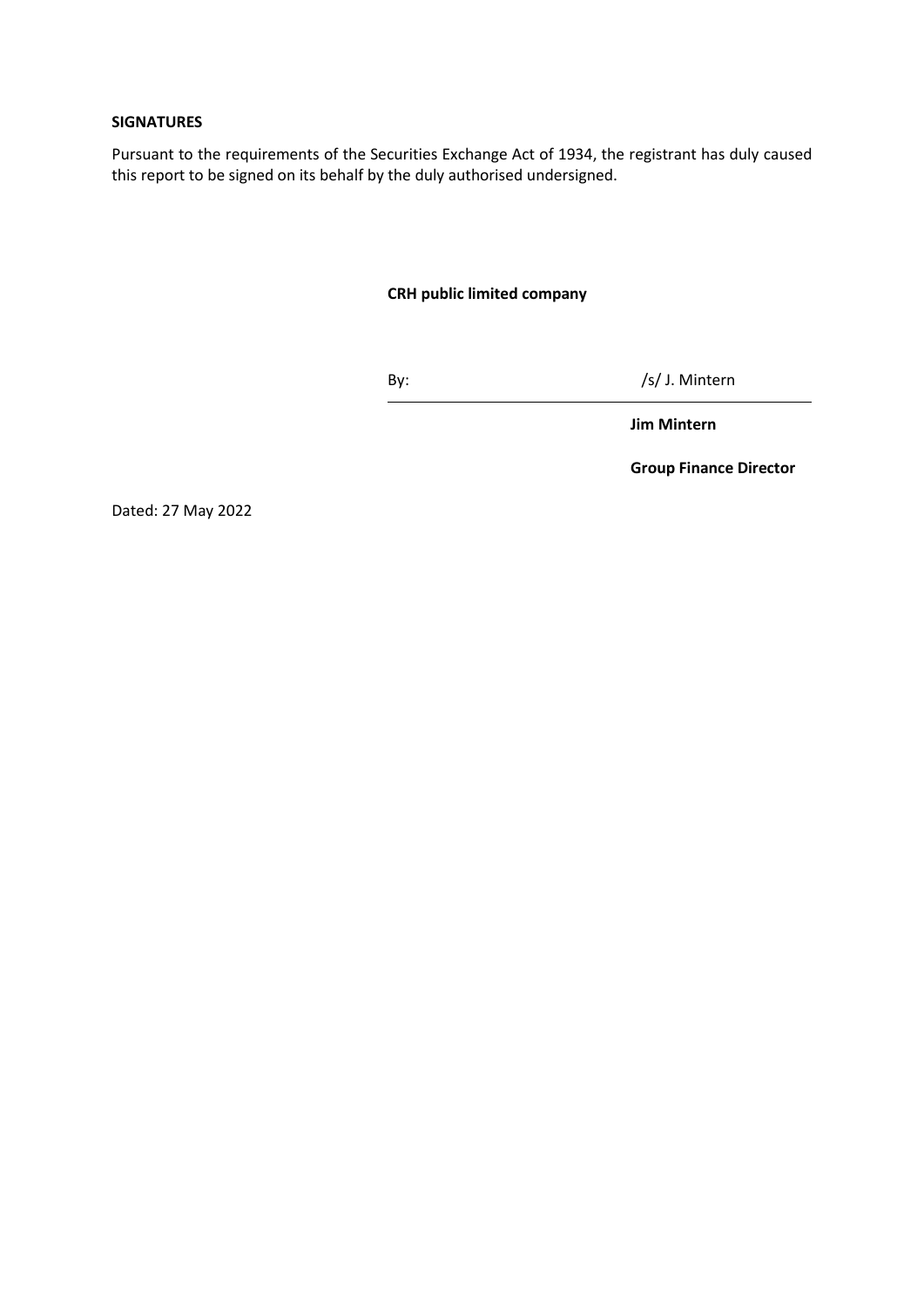**SIGNATURES**

Pursuant to the requirements of the Securities Exchange Act of 1934, the registrant has duly caused this report to be signed on its behalf by the duly authorised undersigned.

**CRH public limited company**

By: /s/ J. Mintern

**Jim Mintern**

**Group Finance Director**

Dated: 27 May 2022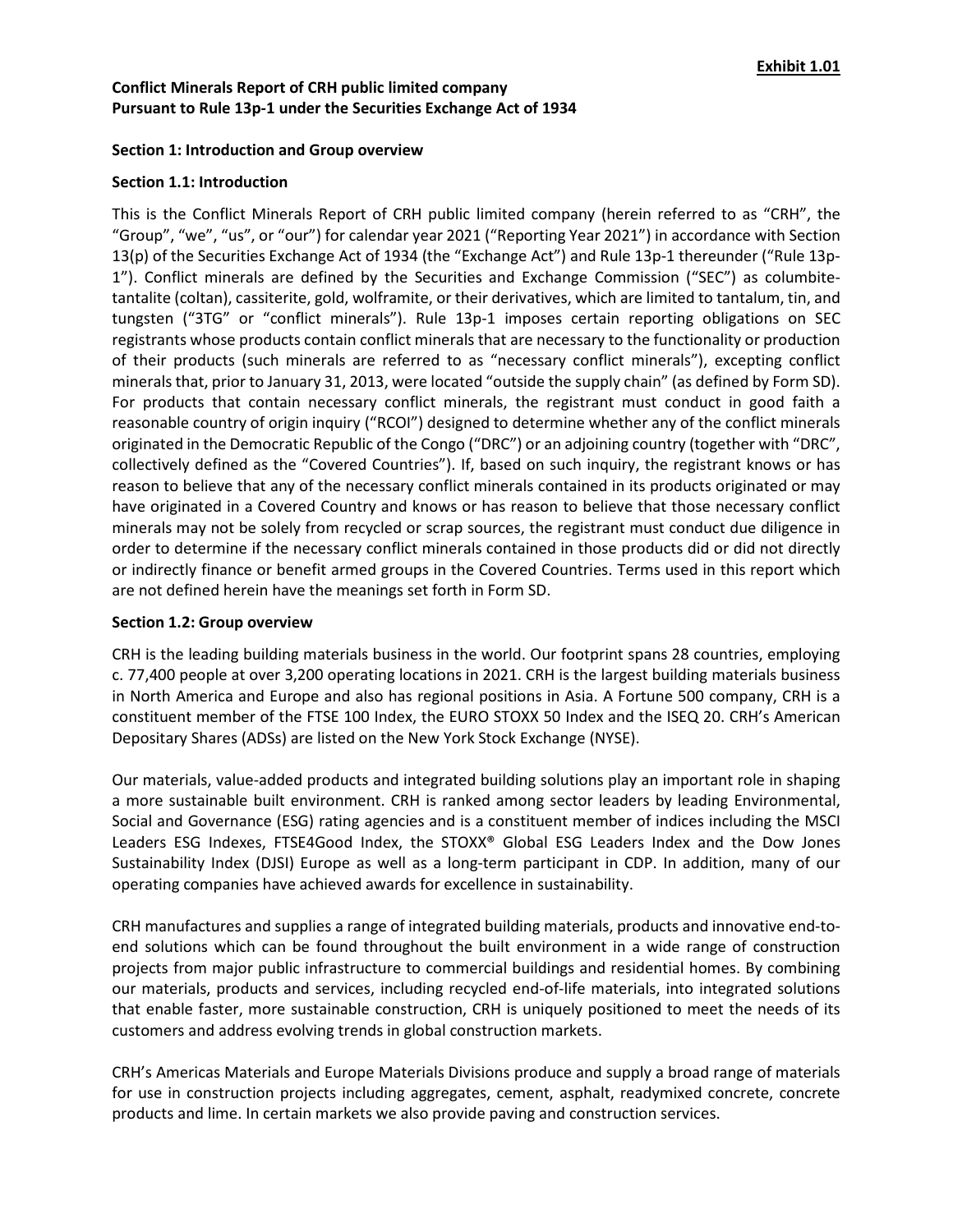**Exhibit 1.01**

# Conflict Minerals Report of CRH public limited company Pursuant to Rule 13p-1 under the Securities Exchange Act of 1934

## Section 1: Introduction and Group overview

### Section 1.1: Introduction

This is the Conflict Minerals Report of CRH public limited company (herein referred to as "CRH", the "Group", "we", "us", or "our") for calendar year 2021 ("Reporting Year 2021") in accordance with Section 13(p) of the Securities Exchange Act of 1934 (the "Exchange Act") and Rule 13p-1 thereunder ("Rule 13p-1"). Conflict minerals are defined by the Securities and Exchange Commission ("SEC") as columbite-tantalite (coltan), cassiterite, gold, wolframite, or their derivatives, which are limited to tantalum, tin, and tungsten ("3TG" or "conflict minerals"). Rule 13p-1 imposes certain reporting obligations on SEC registrants whose products contain conflict minerals that are necessary to the functionality or production of their products (such minerals are referred to as "necessary conflict minerals"), excepting conflict minerals that, prior to January 31, 2013, were located "outside the supply chain" (as defined by Form SD). For products that contain necessary conflict minerals, the registrant must conduct in good faith a reasonable country of origin inquiry ("RCOI") designed to determine whether any of the conflict minerals originated in the Democratic Republic of the Congo ("DRC") or an adjoining country (together with "DRC", collectively defined as the "Covered Countries"). If, based on such inquiry, the registrant knows or has reason to believe that any of the necessary conflict minerals contained in its products originated or may have originated in a Covered Country and knows or has reason to believe that those necessary conflict minerals may not be solely from recycled or scrap sources, the registrant must conduct due diligence in order to determine if the necessary conflict minerals contained in those products did or did not directly or indirectly finance or benefit armed groups in the Covered Countries. Terms used in this report which are not defined herein have the meanings set forth in Form SD.

### Section 1.2: Group overview

CRH is the leading building materials business in the world. Our footprint spans 28 countries, employing c. 77,400 people at over 3,200 operating locations in 2021. CRH is the largest building materials business in North America and Europe and also has regional positions in Asia. A Fortune 500 company, CRH is a constituent member of the FTSE 100 Index, the EURO STOXX 50 Index and the ISEQ 20. CRH's American Depositary Shares (ADSs) are listed on the New York Stock Exchange (NYSE).

Our materials, value-added products and integrated building solutions play an important role in shaping a more sustainable built environment. CRH is ranked among sector leaders by leading Environmental, Social and Governance (ESG) rating agencies and is a constituent member of indices including the MSCI Leaders ESG Indexes, FTSE4Good Index, the STOXX® Global ESG Leaders Index and the Dow Jones Sustainability Index (DJSI) Europe as well as a long-term participant in CDP. In addition, many of our operating companies have achieved awards for excellence in sustainability.

CRH manufactures and supplies a range of integrated building materials, products and innovative end-to-end solutions which can be found throughout the built environment in a wide range of construction projects from major public infrastructure to commercial buildings and residential homes. By combining our materials, products and services, including recycled end-of-life materials, into integrated solutions that enable faster, more sustainable construction, CRH is uniquely positioned to meet the needs of its customers and address evolving trends in global construction markets.

CRH's Americas Materials and Europe Materials Divisions produce and supply a broad range of materials for use in construction projects including aggregates, cement, asphalt, readymixed concrete, concrete products and lime. In certain markets we also provide paving and construction services.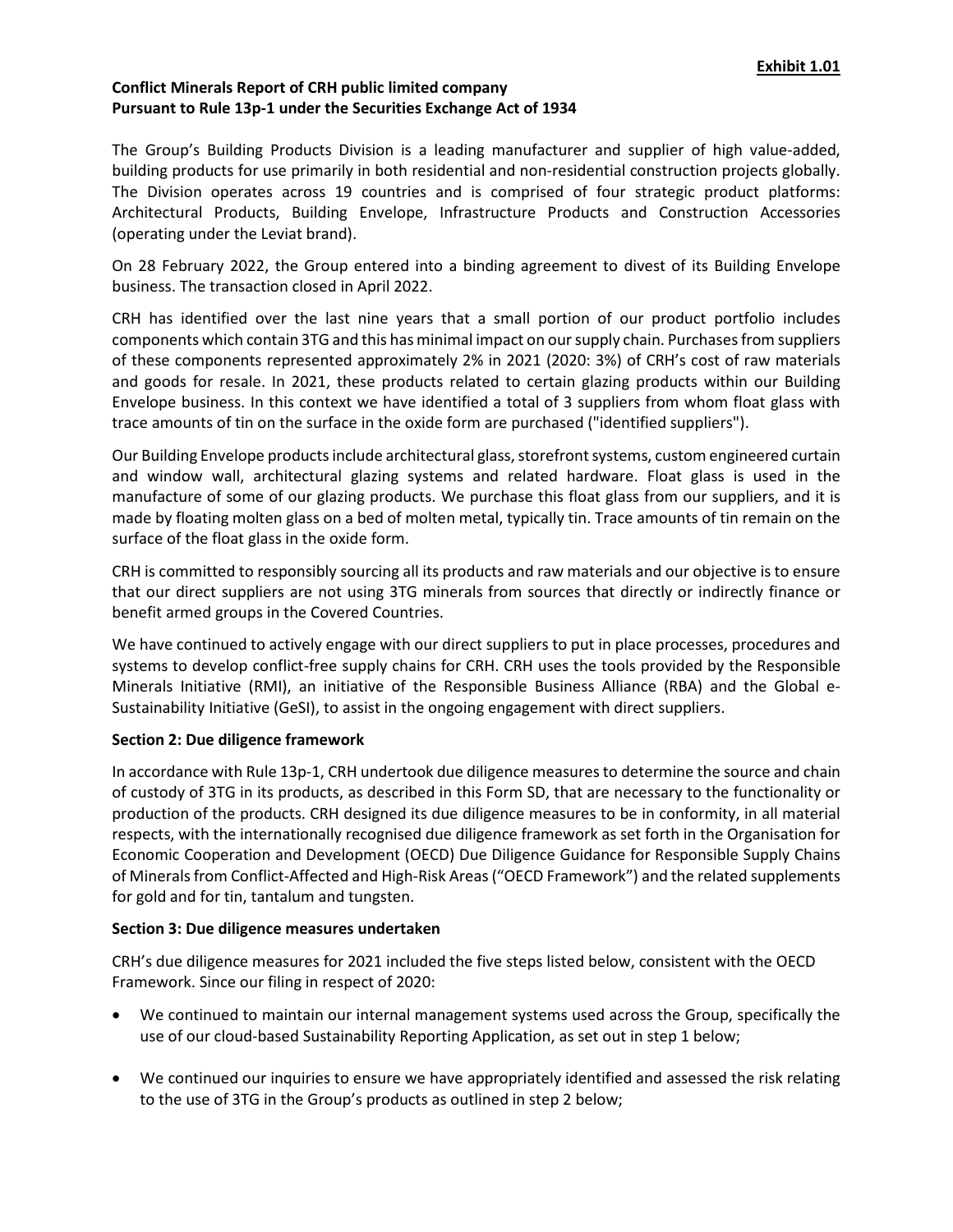**Exhibit 1.01**

**Conflict Minerals Report of CRH public limited company**
**Pursuant to Rule 13p-1 under the Securities Exchange Act of 1934**

The Group's Building Products Division is a leading manufacturer and supplier of high value-added, building products for use primarily in both residential and non-residential construction projects globally. The Division operates across 19 countries and is comprised of four strategic product platforms: Architectural Products, Building Envelope, Infrastructure Products and Construction Accessories (operating under the Leviat brand).

On 28 February 2022, the Group entered into a binding agreement to divest of its Building Envelope business. The transaction closed in April 2022.

CRH has identified over the last nine years that a small portion of our product portfolio includes components which contain 3TG and this has minimal impact on our supply chain. Purchases from suppliers of these components represented approximately 2% in 2021 (2020: 3%) of CRH's cost of raw materials and goods for resale. In 2021, these products related to certain glazing products within our Building Envelope business. In this context we have identified a total of 3 suppliers from whom float glass with trace amounts of tin on the surface in the oxide form are purchased ("identified suppliers").

Our Building Envelope products include architectural glass, storefront systems, custom engineered curtain and window wall, architectural glazing systems and related hardware. Float glass is used in the manufacture of some of our glazing products. We purchase this float glass from our suppliers, and it is made by floating molten glass on a bed of molten metal, typically tin. Trace amounts of tin remain on the surface of the float glass in the oxide form.

CRH is committed to responsibly sourcing all its products and raw materials and our objective is to ensure that our direct suppliers are not using 3TG minerals from sources that directly or indirectly finance or benefit armed groups in the Covered Countries.

We have continued to actively engage with our direct suppliers to put in place processes, procedures and systems to develop conflict-free supply chains for CRH. CRH uses the tools provided by the Responsible Minerals Initiative (RMI), an initiative of the Responsible Business Alliance (RBA) and the Global e-Sustainability Initiative (GeSI), to assist in the ongoing engagement with direct suppliers.

**Section 2: Due diligence framework**

In accordance with Rule 13p-1, CRH undertook due diligence measures to determine the source and chain of custody of 3TG in its products, as described in this Form SD, that are necessary to the functionality or production of the products. CRH designed its due diligence measures to be in conformity, in all material respects, with the internationally recognised due diligence framework as set forth in the Organisation for Economic Cooperation and Development (OECD) Due Diligence Guidance for Responsible Supply Chains of Minerals from Conflict-Affected and High-Risk Areas ("OECD Framework") and the related supplements for gold and for tin, tantalum and tungsten.

**Section 3: Due diligence measures undertaken**

CRH's due diligence measures for 2021 included the five steps listed below, consistent with the OECD Framework. Since our filing in respect of 2020:

- We continued to maintain our internal management systems used across the Group, specifically the use of our cloud-based Sustainability Reporting Application, as set out in step 1 below;
- We continued our inquiries to ensure we have appropriately identified and assessed the risk relating to the use of 3TG in the Group's products as outlined in step 2 below;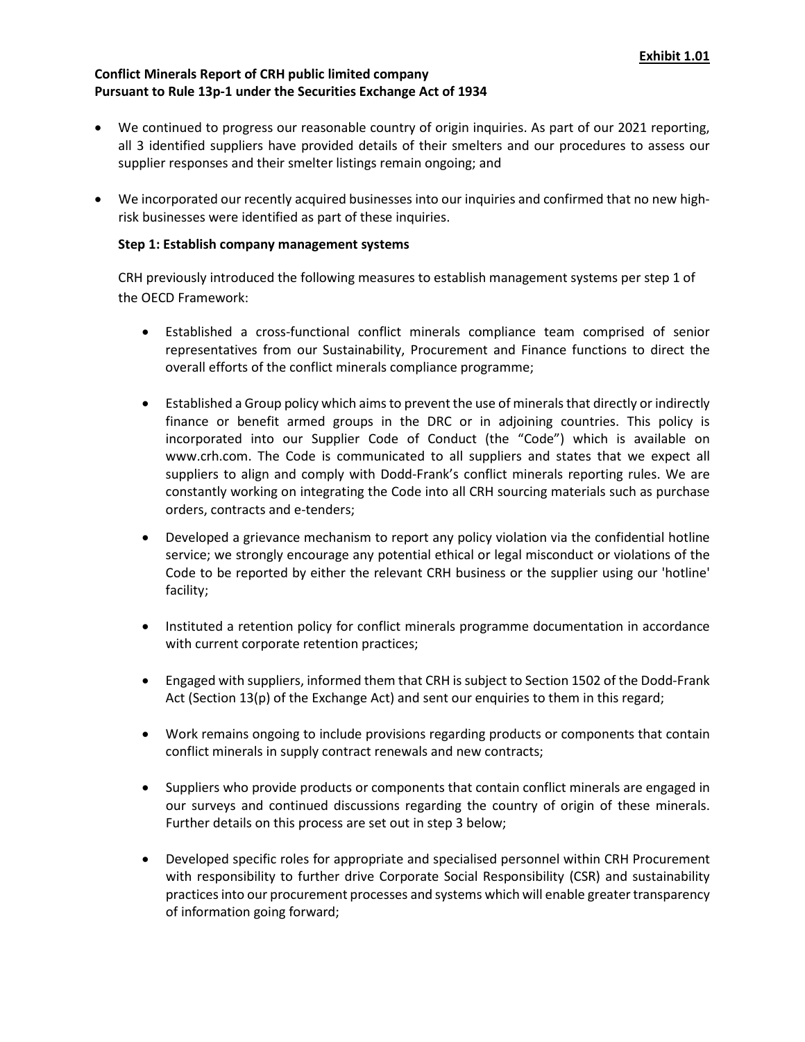**Exhibit 1.01**

**Conflict Minerals Report of CRH public limited company**
**Pursuant to Rule 13p-1 under the Securities Exchange Act of 1934**

- We continued to progress our reasonable country of origin inquiries. As part of our 2021 reporting, all 3 identified suppliers have provided details of their smelters and our procedures to assess our supplier responses and their smelter listings remain ongoing; and

- We incorporated our recently acquired businesses into our inquiries and confirmed that no new high-risk businesses were identified as part of these inquiries.

**Step 1: Establish company management systems**

CRH previously introduced the following measures to establish management systems per step 1 of the OECD Framework:

- Established a cross-functional conflict minerals compliance team comprised of senior representatives from our Sustainability, Procurement and Finance functions to direct the overall efforts of the conflict minerals compliance programme;

- Established a Group policy which aims to prevent the use of minerals that directly or indirectly finance or benefit armed groups in the DRC or in adjoining countries. This policy is incorporated into our Supplier Code of Conduct (the "Code") which is available on www.crh.com. The Code is communicated to all suppliers and states that we expect all suppliers to align and comply with Dodd-Frank's conflict minerals reporting rules. We are constantly working on integrating the Code into all CRH sourcing materials such as purchase orders, contracts and e-tenders;

- Developed a grievance mechanism to report any policy violation via the confidential hotline service; we strongly encourage any potential ethical or legal misconduct or violations of the Code to be reported by either the relevant CRH business or the supplier using our 'hotline' facility;

- Instituted a retention policy for conflict minerals programme documentation in accordance with current corporate retention practices;

- Engaged with suppliers, informed them that CRH is subject to Section 1502 of the Dodd-Frank Act (Section 13(p) of the Exchange Act) and sent our enquiries to them in this regard;

- Work remains ongoing to include provisions regarding products or components that contain conflict minerals in supply contract renewals and new contracts;

- Suppliers who provide products or components that contain conflict minerals are engaged in our surveys and continued discussions regarding the country of origin of these minerals. Further details on this process are set out in step 3 below;

- Developed specific roles for appropriate and specialised personnel within CRH Procurement with responsibility to further drive Corporate Social Responsibility (CSR) and sustainability practices into our procurement processes and systems which will enable greater transparency of information going forward;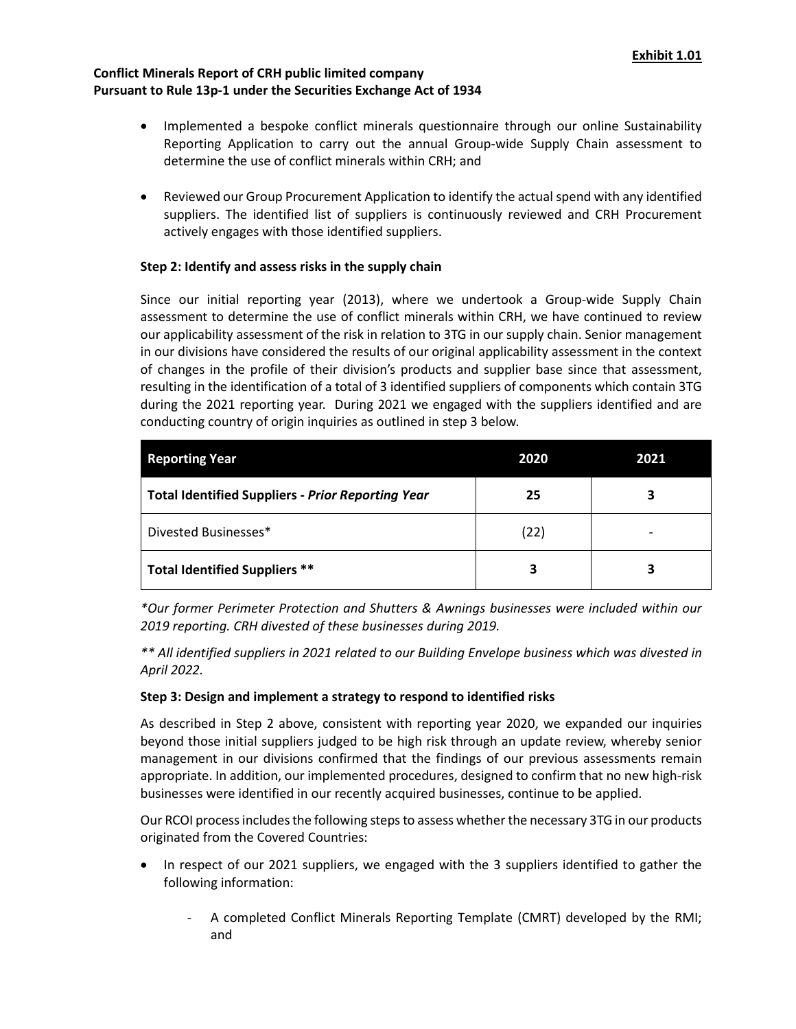**Exhibit 1.01**

**Conflict Minerals Report of CRH public limited company**
**Pursuant to Rule 13p-1 under the Securities Exchange Act of 1934**

- Implemented a bespoke conflict minerals questionnaire through our online Sustainability Reporting Application to carry out the annual Group-wide Supply Chain assessment to determine the use of conflict minerals within CRH; and
- Reviewed our Group Procurement Application to identify the actual spend with any identified suppliers. The identified list of suppliers is continuously reviewed and CRH Procurement actively engages with those identified suppliers.

**Step 2: Identify and assess risks in the supply chain**

Since our initial reporting year (2013), where we undertook a Group-wide Supply Chain assessment to determine the use of conflict minerals within CRH, we have continued to review our applicability assessment of the risk in relation to 3TG in our supply chain. Senior management in our divisions have considered the results of our original applicability assessment in the context of changes in the profile of their division's products and supplier base since that assessment, resulting in the identification of a total of 3 identified suppliers of components which contain 3TG during the 2021 reporting year. During 2021 we engaged with the suppliers identified and are conducting country of origin inquiries as outlined in step 3 below.

| Reporting Year | 2020 | 2021 |
|---|---|---|
| **Total Identified Suppliers - *Prior Reporting Year*** | **25** | **3** |
| Divested Businesses* | (22) | - |
| **Total Identified Suppliers \*\*** | **3** | **3** |

*\*Our former Perimeter Protection and Shutters & Awnings businesses were included within our 2019 reporting. CRH divested of these businesses during 2019.*

*\*\* All identified suppliers in 2021 related to our Building Envelope business which was divested in April 2022.*

**Step 3: Design and implement a strategy to respond to identified risks**

As described in Step 2 above, consistent with reporting year 2020, we expanded our inquiries beyond those initial suppliers judged to be high risk through an update review, whereby senior management in our divisions confirmed that the findings of our previous assessments remain appropriate. In addition, our implemented procedures, designed to confirm that no new high-risk businesses were identified in our recently acquired businesses, continue to be applied.

Our RCOI process includes the following steps to assess whether the necessary 3TG in our products originated from the Covered Countries:

- In respect of our 2021 suppliers, we engaged with the 3 suppliers identified to gather the following information:
  - A completed Conflict Minerals Reporting Template (CMRT) developed by the RMI; and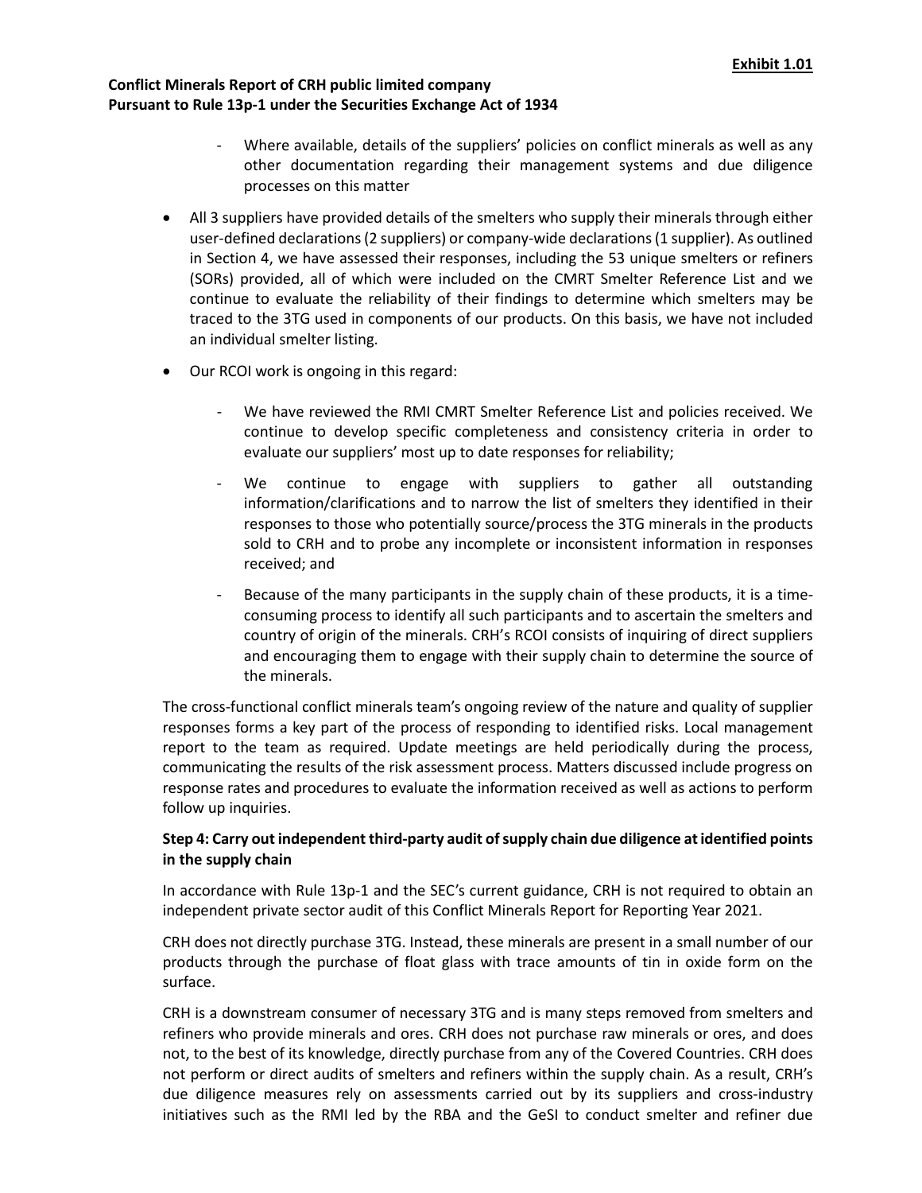- Where available, details of the suppliers' policies on conflict minerals as well as any other documentation regarding their management systems and due diligence processes on this matter

- All 3 suppliers have provided details of the smelters who supply their minerals through either user-defined declarations (2 suppliers) or company-wide declarations (1 supplier). As outlined in Section 4, we have assessed their responses, including the 53 unique smelters or refiners (SORs) provided, all of which were included on the CMRT Smelter Reference List and we continue to evaluate the reliability of their findings to determine which smelters may be traced to the 3TG used in components of our products. On this basis, we have not included an individual smelter listing.

- Our RCOI work is ongoing in this regard:

  - We have reviewed the RMI CMRT Smelter Reference List and policies received. We continue to develop specific completeness and consistency criteria in order to evaluate our suppliers' most up to date responses for reliability;

  - We continue to engage with suppliers to gather all outstanding information/clarifications and to narrow the list of smelters they identified in their responses to those who potentially source/process the 3TG minerals in the products sold to CRH and to probe any incomplete or inconsistent information in responses received; and

  - Because of the many participants in the supply chain of these products, it is a time-consuming process to identify all such participants and to ascertain the smelters and country of origin of the minerals. CRH's RCOI consists of inquiring of direct suppliers and encouraging them to engage with their supply chain to determine the source of the minerals.

The cross-functional conflict minerals team's ongoing review of the nature and quality of supplier responses forms a key part of the process of responding to identified risks. Local management report to the team as required. Update meetings are held periodically during the process, communicating the results of the risk assessment process. Matters discussed include progress on response rates and procedures to evaluate the information received as well as actions to perform follow up inquiries.

**Step 4: Carry out independent third-party audit of supply chain due diligence at identified points in the supply chain**

In accordance with Rule 13p-1 and the SEC's current guidance, CRH is not required to obtain an independent private sector audit of this Conflict Minerals Report for Reporting Year 2021.

CRH does not directly purchase 3TG. Instead, these minerals are present in a small number of our products through the purchase of float glass with trace amounts of tin in oxide form on the surface.

CRH is a downstream consumer of necessary 3TG and is many steps removed from smelters and refiners who provide minerals and ores. CRH does not purchase raw minerals or ores, and does not, to the best of its knowledge, directly purchase from any of the Covered Countries. CRH does not perform or direct audits of smelters and refiners within the supply chain. As a result, CRH's due diligence measures rely on assessments carried out by its suppliers and cross-industry initiatives such as the RMI led by the RBA and the GeSI to conduct smelter and refiner due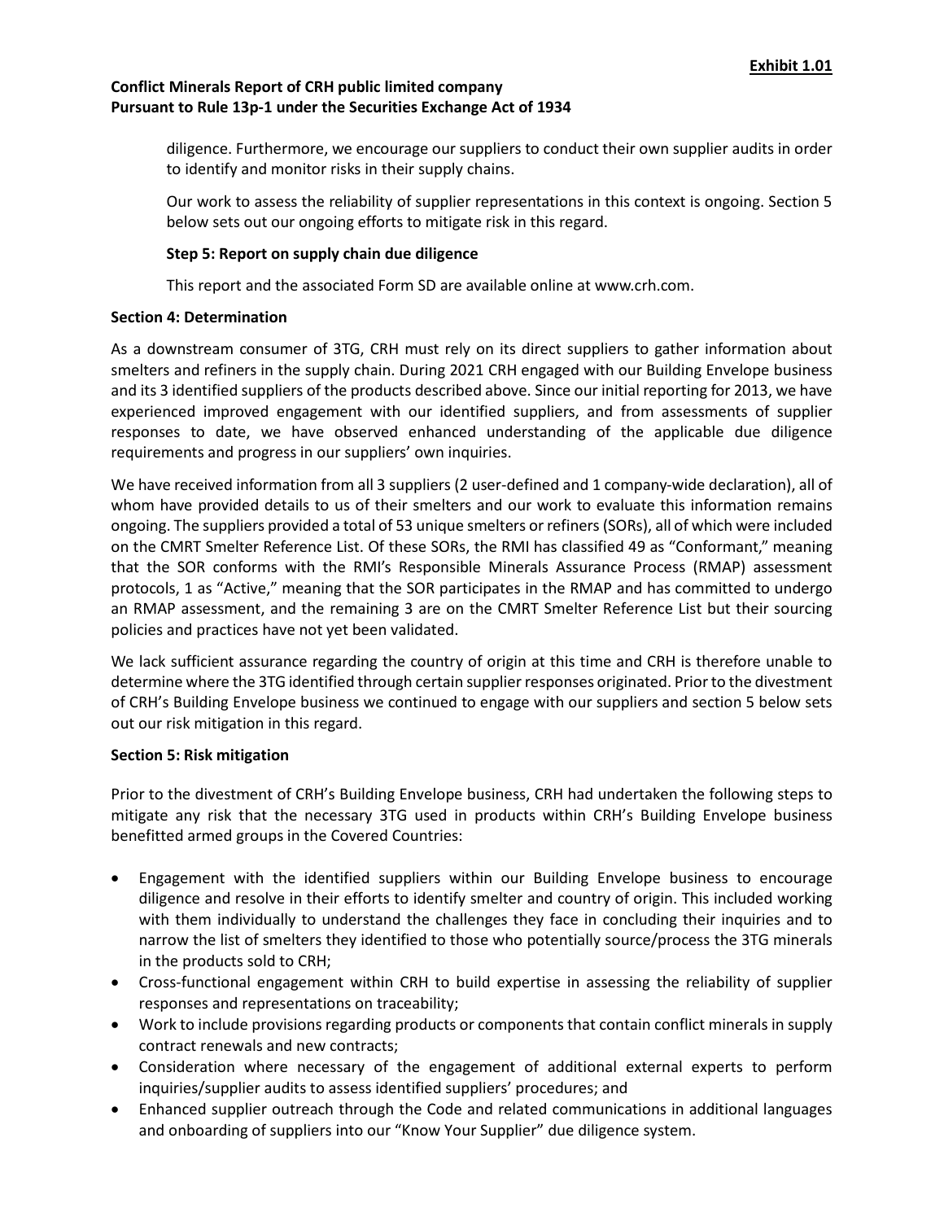diligence. Furthermore, we encourage our suppliers to conduct their own supplier audits in order to identify and monitor risks in their supply chains.

Our work to assess the reliability of supplier representations in this context is ongoing. Section 5 below sets out our ongoing efforts to mitigate risk in this regard.

**Step 5: Report on supply chain due diligence**

This report and the associated Form SD are available online at www.crh.com.

**Section 4: Determination**

As a downstream consumer of 3TG, CRH must rely on its direct suppliers to gather information about smelters and refiners in the supply chain. During 2021 CRH engaged with our Building Envelope business and its 3 identified suppliers of the products described above. Since our initial reporting for 2013, we have experienced improved engagement with our identified suppliers, and from assessments of supplier responses to date, we have observed enhanced understanding of the applicable due diligence requirements and progress in our suppliers' own inquiries.

We have received information from all 3 suppliers (2 user-defined and 1 company-wide declaration), all of whom have provided details to us of their smelters and our work to evaluate this information remains ongoing. The suppliers provided a total of 53 unique smelters or refiners (SORs), all of which were included on the CMRT Smelter Reference List. Of these SORs, the RMI has classified 49 as "Conformant," meaning that the SOR conforms with the RMI's Responsible Minerals Assurance Process (RMAP) assessment protocols, 1 as "Active," meaning that the SOR participates in the RMAP and has committed to undergo an RMAP assessment, and the remaining 3 are on the CMRT Smelter Reference List but their sourcing policies and practices have not yet been validated.

We lack sufficient assurance regarding the country of origin at this time and CRH is therefore unable to determine where the 3TG identified through certain supplier responses originated. Prior to the divestment of CRH's Building Envelope business we continued to engage with our suppliers and section 5 below sets out our risk mitigation in this regard.

**Section 5: Risk mitigation**

Prior to the divestment of CRH's Building Envelope business, CRH had undertaken the following steps to mitigate any risk that the necessary 3TG used in products within CRH's Building Envelope business benefitted armed groups in the Covered Countries:

- Engagement with the identified suppliers within our Building Envelope business to encourage diligence and resolve in their efforts to identify smelter and country of origin. This included working with them individually to understand the challenges they face in concluding their inquiries and to narrow the list of smelters they identified to those who potentially source/process the 3TG minerals in the products sold to CRH;
- Cross-functional engagement within CRH to build expertise in assessing the reliability of supplier responses and representations on traceability;
- Work to include provisions regarding products or components that contain conflict minerals in supply contract renewals and new contracts;
- Consideration where necessary of the engagement of additional external experts to perform inquiries/supplier audits to assess identified suppliers' procedures; and
- Enhanced supplier outreach through the Code and related communications in additional languages and onboarding of suppliers into our "Know Your Supplier" due diligence system.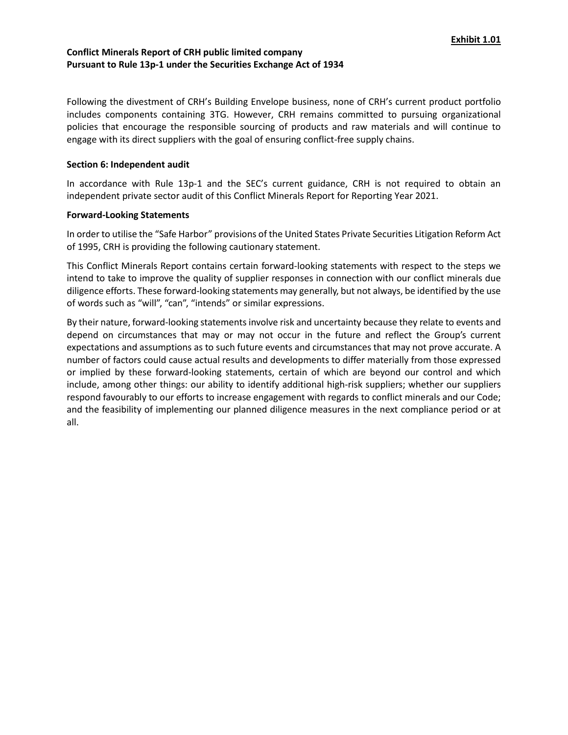**Exhibit 1.01**

**Conflict Minerals Report of CRH public limited company**
**Pursuant to Rule 13p-1 under the Securities Exchange Act of 1934**

Following the divestment of CRH's Building Envelope business, none of CRH's current product portfolio includes components containing 3TG. However, CRH remains committed to pursuing organizational policies that encourage the responsible sourcing of products and raw materials and will continue to engage with its direct suppliers with the goal of ensuring conflict-free supply chains.

**Section 6: Independent audit**

In accordance with Rule 13p-1 and the SEC's current guidance, CRH is not required to obtain an independent private sector audit of this Conflict Minerals Report for Reporting Year 2021.

**Forward-Looking Statements**

In order to utilise the "Safe Harbor" provisions of the United States Private Securities Litigation Reform Act of 1995, CRH is providing the following cautionary statement.

This Conflict Minerals Report contains certain forward-looking statements with respect to the steps we intend to take to improve the quality of supplier responses in connection with our conflict minerals due diligence efforts. These forward-looking statements may generally, but not always, be identified by the use of words such as "will", "can", "intends" or similar expressions.

By their nature, forward-looking statements involve risk and uncertainty because they relate to events and depend on circumstances that may or may not occur in the future and reflect the Group's current expectations and assumptions as to such future events and circumstances that may not prove accurate. A number of factors could cause actual results and developments to differ materially from those expressed or implied by these forward-looking statements, certain of which are beyond our control and which include, among other things: our ability to identify additional high-risk suppliers; whether our suppliers respond favourably to our efforts to increase engagement with regards to conflict minerals and our Code; and the feasibility of implementing our planned diligence measures in the next compliance period or at all.